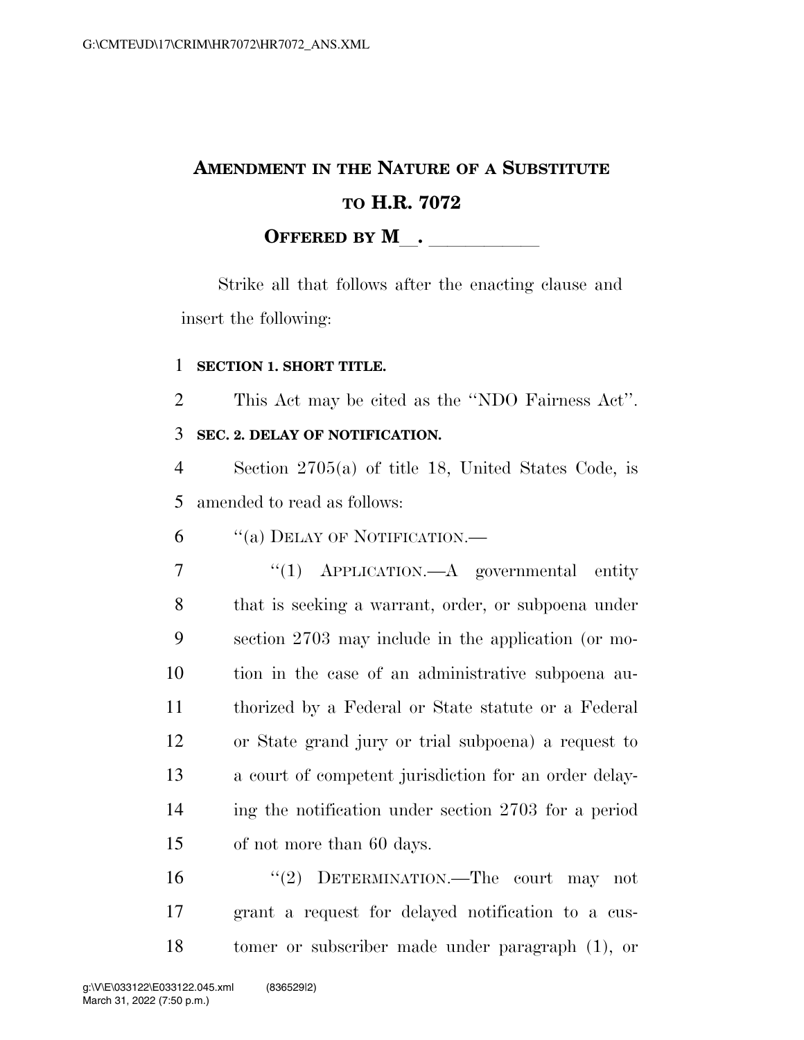# AMENDMENT IN THE NATURE OF A SUBSTITUTE TO H.R. 7072

**OFFERED BY M\_\_. \_\_\_\_\_\_\_\_\_\_\_\_**

Strike all that follows after the enacting clause and insert the following:

**SECTION 1. SHORT TITLE.**

This Act may be cited as the ''NDO Fairness Act''.

**SEC. 2. DELAY OF NOTIFICATION.**

Section 2705(a) of title 18, United States Code, is amended to read as follows:

''(a) DELAY OF NOTIFICATION.—

''(1) APPLICATION.—A governmental entity that is seeking a warrant, order, or subpoena under section 2703 may include in the application (or motion in the case of an administrative subpoena authorized by a Federal or State statute or a Federal or State grand jury or trial subpoena) a request to a court of competent jurisdiction for an order delaying the notification under section 2703 for a period of not more than 60 days.

''(2) DETERMINATION.—The court may not grant a request for delayed notification to a customer or subscriber made under paragraph (1), or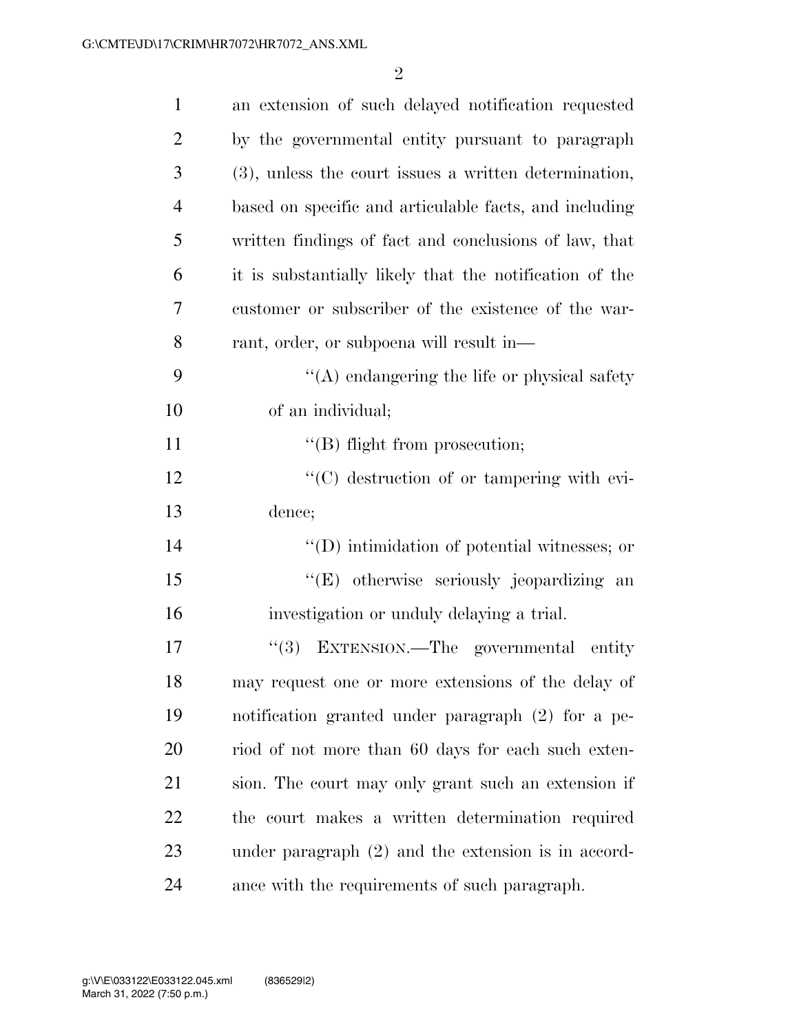an extension of such delayed notification requested by the governmental entity pursuant to paragraph (3), unless the court issues a written determination, based on specific and articulable facts, and including written findings of fact and conclusions of law, that it is substantially likely that the notification of the customer or subscriber of the existence of the warrant, order, or subpoena will result in—

"(A) endangering the life or physical safety of an individual;

"(B) flight from prosecution;

"(C) destruction of or tampering with evidence;

"(D) intimidation of potential witnesses; or

"(E) otherwise seriously jeopardizing an investigation or unduly delaying a trial.

"(3) EXTENSION.—The governmental entity may request one or more extensions of the delay of notification granted under paragraph (2) for a period of not more than 60 days for each such extension. The court may only grant such an extension if the court makes a written determination required under paragraph (2) and the extension is in accordance with the requirements of such paragraph.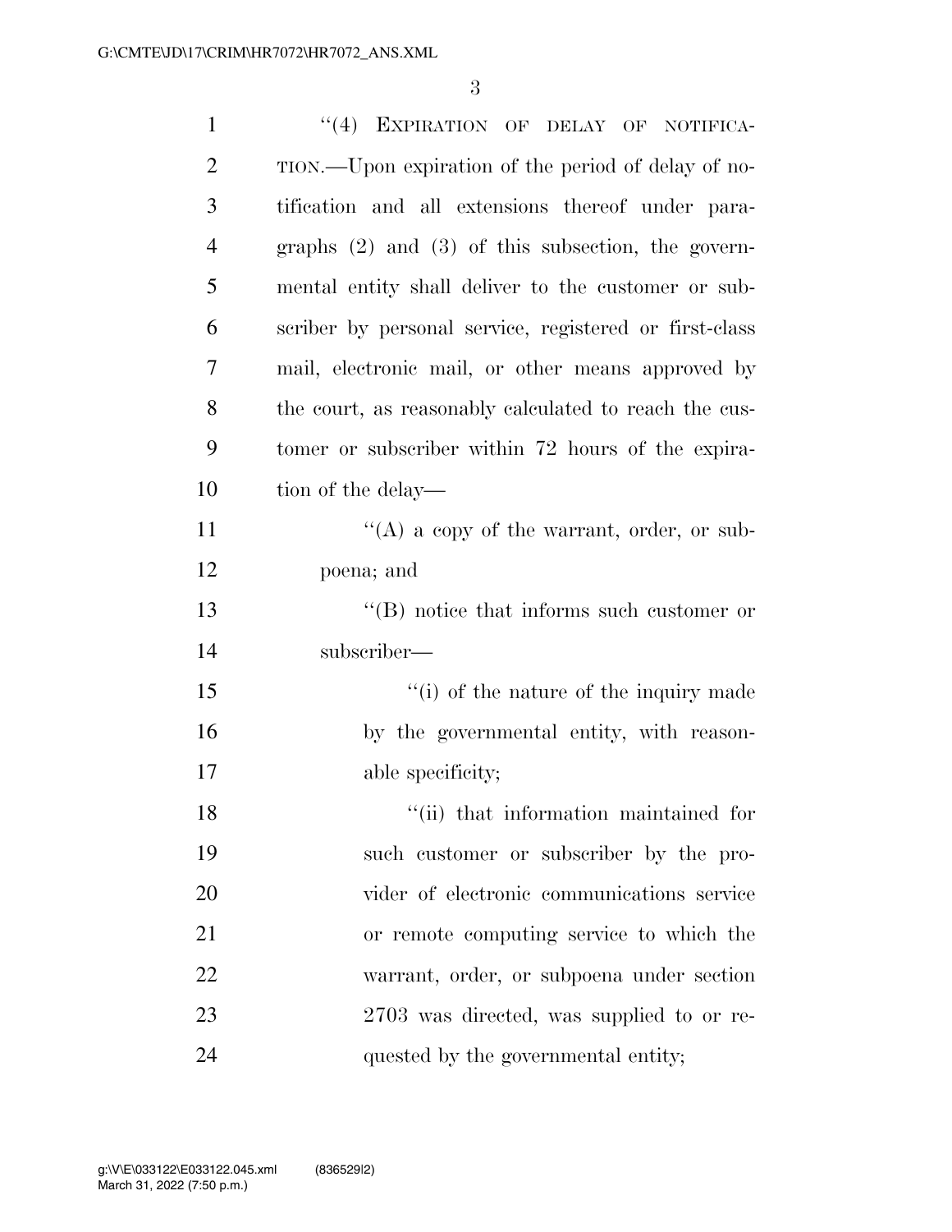"(4) EXPIRATION OF DELAY OF NOTIFICATION.—Upon expiration of the period of delay of notification and all extensions thereof under paragraphs (2) and (3) of this subsection, the governmental entity shall deliver to the customer or subscriber by personal service, registered or first-class mail, electronic mail, or other means approved by the court, as reasonably calculated to reach the customer or subscriber within 72 hours of the expiration of the delay—

"(A) a copy of the warrant, order, or subpoena; and

"(B) notice that informs such customer or subscriber—

"(i) of the nature of the inquiry made by the governmental entity, with reasonable specificity;

"(ii) that information maintained for such customer or subscriber by the provider of electronic communications service or remote computing service to which the warrant, order, or subpoena under section 2703 was directed, was supplied to or requested by the governmental entity;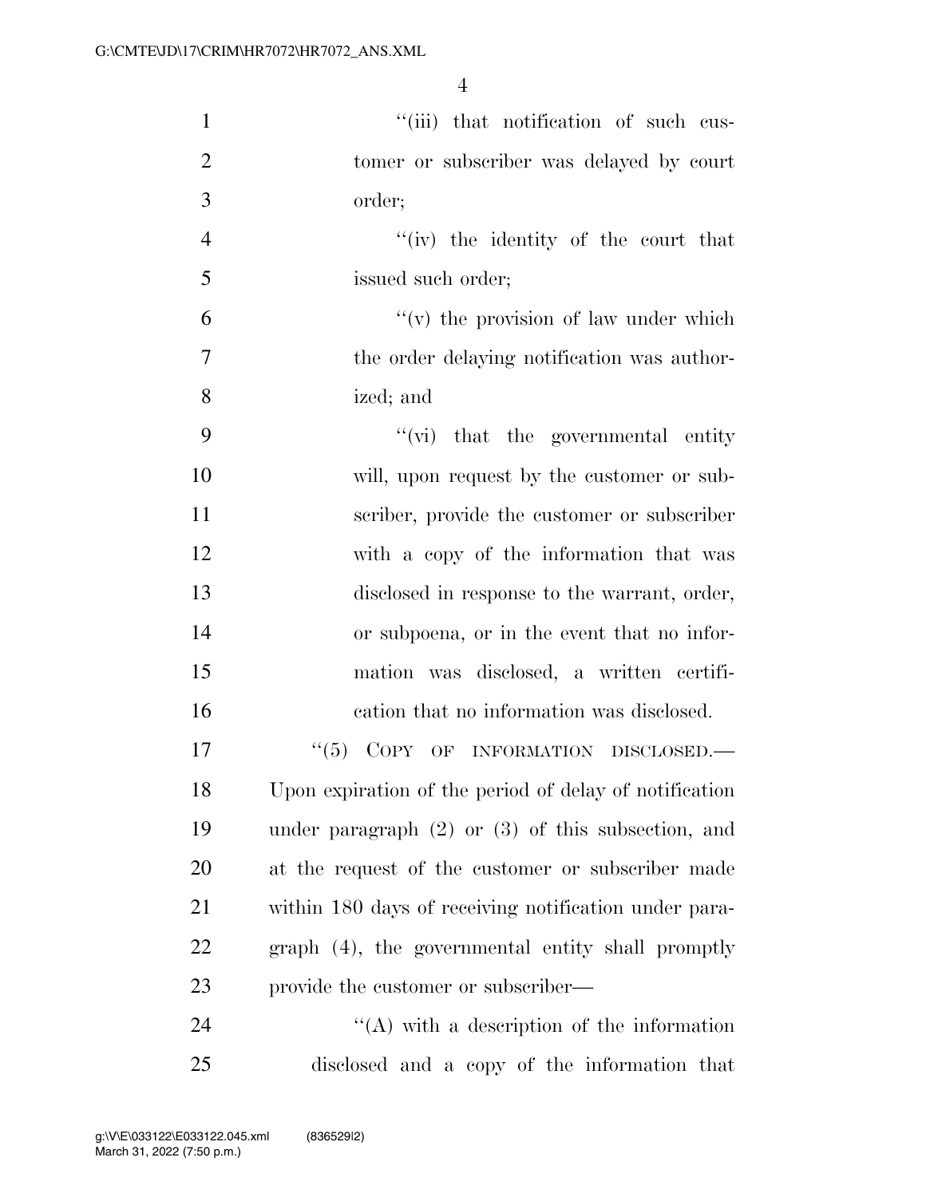''(iii) that notification of such customer or subscriber was delayed by court order;

''(iv) the identity of the court that issued such order;

''(v) the provision of law under which the order delaying notification was authorized; and

''(vi) that the governmental entity will, upon request by the customer or subscriber, provide the customer or subscriber with a copy of the information that was disclosed in response to the warrant, order, or subpoena, or in the event that no information was disclosed, a written certification that no information was disclosed.

''(5) COPY OF INFORMATION DISCLOSED.—Upon expiration of the period of delay of notification under paragraph (2) or (3) of this subsection, and at the request of the customer or subscriber made within 180 days of receiving notification under paragraph (4), the governmental entity shall promptly provide the customer or subscriber—

''(A) with a description of the information disclosed and a copy of the information that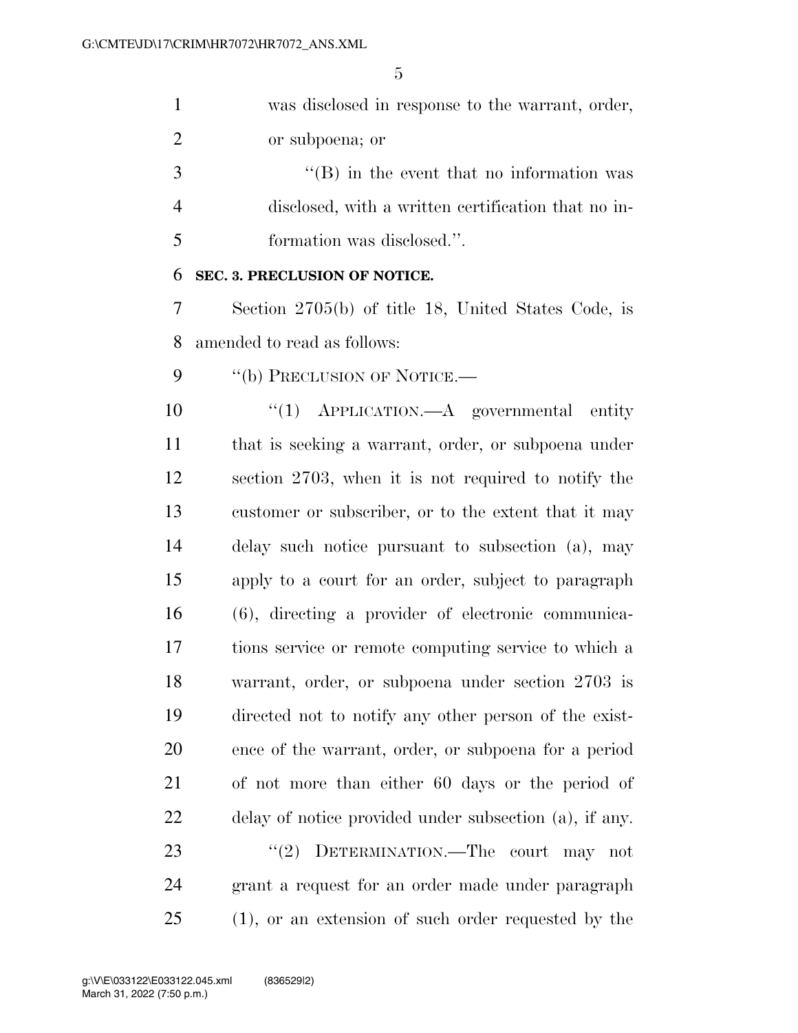was disclosed in response to the warrant, order, or subpoena; or

"(B) in the event that no information was disclosed, with a written certification that no information was disclosed.".

**SEC. 3. PRECLUSION OF NOTICE.**

Section 2705(b) of title 18, United States Code, is amended to read as follows:

"(b) PRECLUSION OF NOTICE.—

"(1) APPLICATION.—A governmental entity that is seeking a warrant, order, or subpoena under section 2703, when it is not required to notify the customer or subscriber, or to the extent that it may delay such notice pursuant to subsection (a), may apply to a court for an order, subject to paragraph (6), directing a provider of electronic communications service or remote computing service to which a warrant, order, or subpoena under section 2703 is directed not to notify any other person of the existence of the warrant, order, or subpoena for a period of not more than either 60 days or the period of delay of notice provided under subsection (a), if any.

"(2) DETERMINATION.—The court may not grant a request for an order made under paragraph (1), or an extension of such order requested by the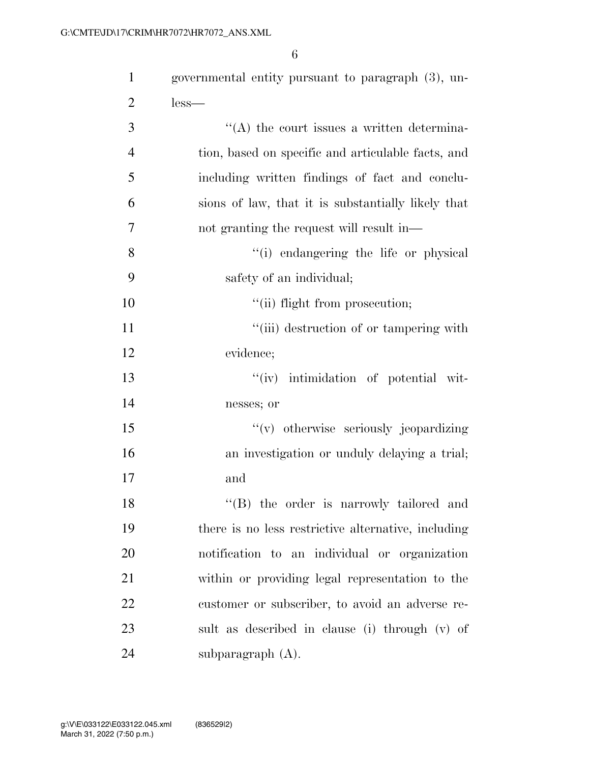governmental entity pursuant to paragraph (3), unless—

''(A) the court issues a written determination, based on specific and articulable facts, and including written findings of fact and conclusions of law, that it is substantially likely that not granting the request will result in—

''(i) endangering the life or physical safety of an individual;

''(ii) flight from prosecution;

''(iii) destruction of or tampering with evidence;

''(iv) intimidation of potential witnesses; or

''(v) otherwise seriously jeopardizing an investigation or unduly delaying a trial; and

''(B) the order is narrowly tailored and there is no less restrictive alternative, including notification to an individual or organization within or providing legal representation to the customer or subscriber, to avoid an adverse result as described in clause (i) through (v) of subparagraph (A).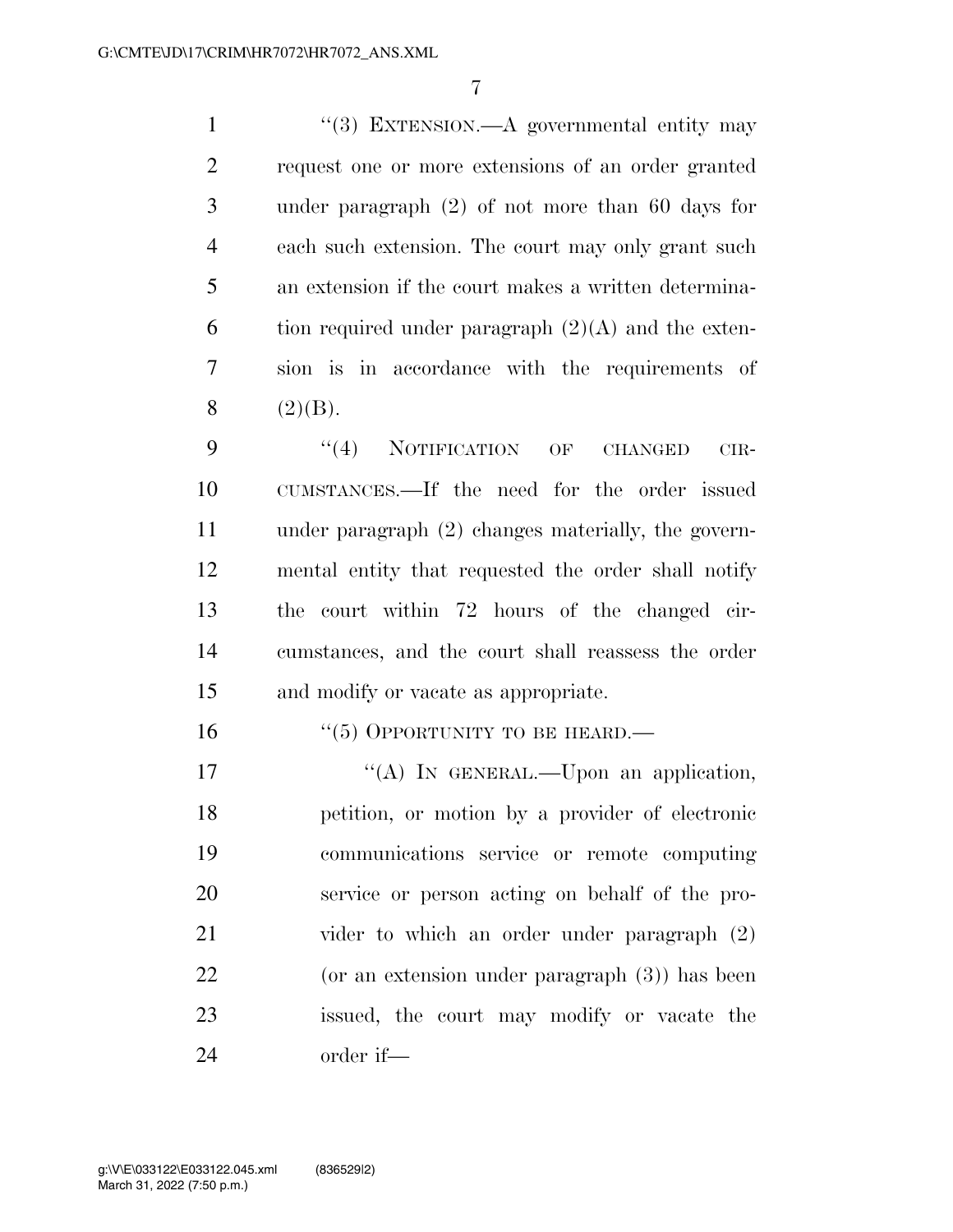''(3) EXTENSION.—A governmental entity may request one or more extensions of an order granted under paragraph (2) of not more than 60 days for each such extension. The court may only grant such an extension if the court makes a written determination required under paragraph (2)(A) and the extension is in accordance with the requirements of (2)(B).

''(4) NOTIFICATION OF CHANGED CIRCUMSTANCES.—If the need for the order issued under paragraph (2) changes materially, the governmental entity that requested the order shall notify the court within 72 hours of the changed circumstances, and the court shall reassess the order and modify or vacate as appropriate.

''(5) OPPORTUNITY TO BE HEARD.—

''(A) IN GENERAL.—Upon an application, petition, or motion by a provider of electronic communications service or remote computing service or person acting on behalf of the provider to which an order under paragraph (2) (or an extension under paragraph (3)) has been issued, the court may modify or vacate the order if—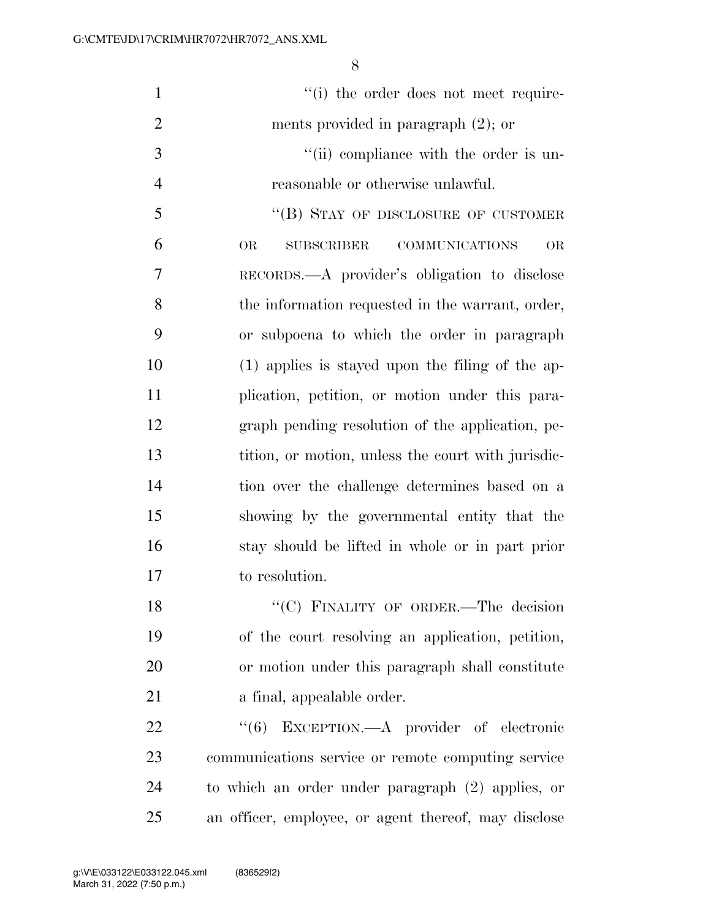"(i) the order does not meet requirements provided in paragraph (2); or

"(ii) compliance with the order is unreasonable or otherwise unlawful.

"(B) STAY OF DISCLOSURE OF CUSTOMER OR SUBSCRIBER COMMUNICATIONS OR RECORDS.—A provider's obligation to disclose the information requested in the warrant, order, or subpoena to which the order in paragraph (1) applies is stayed upon the filing of the application, petition, or motion under this paragraph pending resolution of the application, petition, or motion, unless the court with jurisdiction over the challenge determines based on a showing by the governmental entity that the stay should be lifted in whole or in part prior to resolution.

"(C) FINALITY OF ORDER.—The decision of the court resolving an application, petition, or motion under this paragraph shall constitute a final, appealable order.

"(6) EXCEPTION.—A provider of electronic communications service or remote computing service to which an order under paragraph (2) applies, or an officer, employee, or agent thereof, may disclose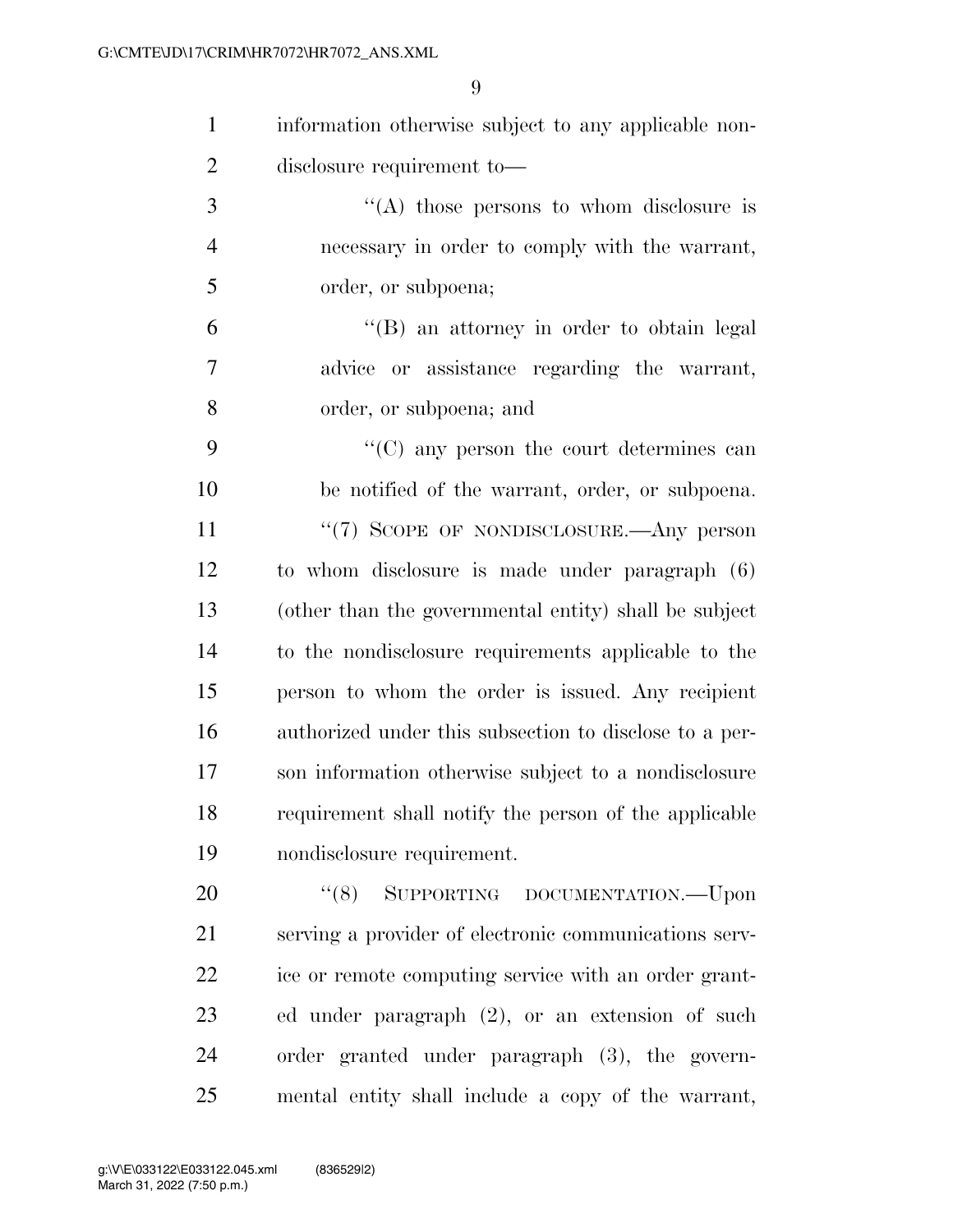information otherwise subject to any applicable nondisclosure requirement to—

''(A) those persons to whom disclosure is necessary in order to comply with the warrant, order, or subpoena;

''(B) an attorney in order to obtain legal advice or assistance regarding the warrant, order, or subpoena; and

''(C) any person the court determines can be notified of the warrant, order, or subpoena.

''(7) SCOPE OF NONDISCLOSURE.—Any person to whom disclosure is made under paragraph (6) (other than the governmental entity) shall be subject to the nondisclosure requirements applicable to the person to whom the order is issued. Any recipient authorized under this subsection to disclose to a person information otherwise subject to a nondisclosure requirement shall notify the person of the applicable nondisclosure requirement.

''(8) SUPPORTING DOCUMENTATION.—Upon serving a provider of electronic communications service or remote computing service with an order granted under paragraph (2), or an extension of such order granted under paragraph (3), the governmental entity shall include a copy of the warrant,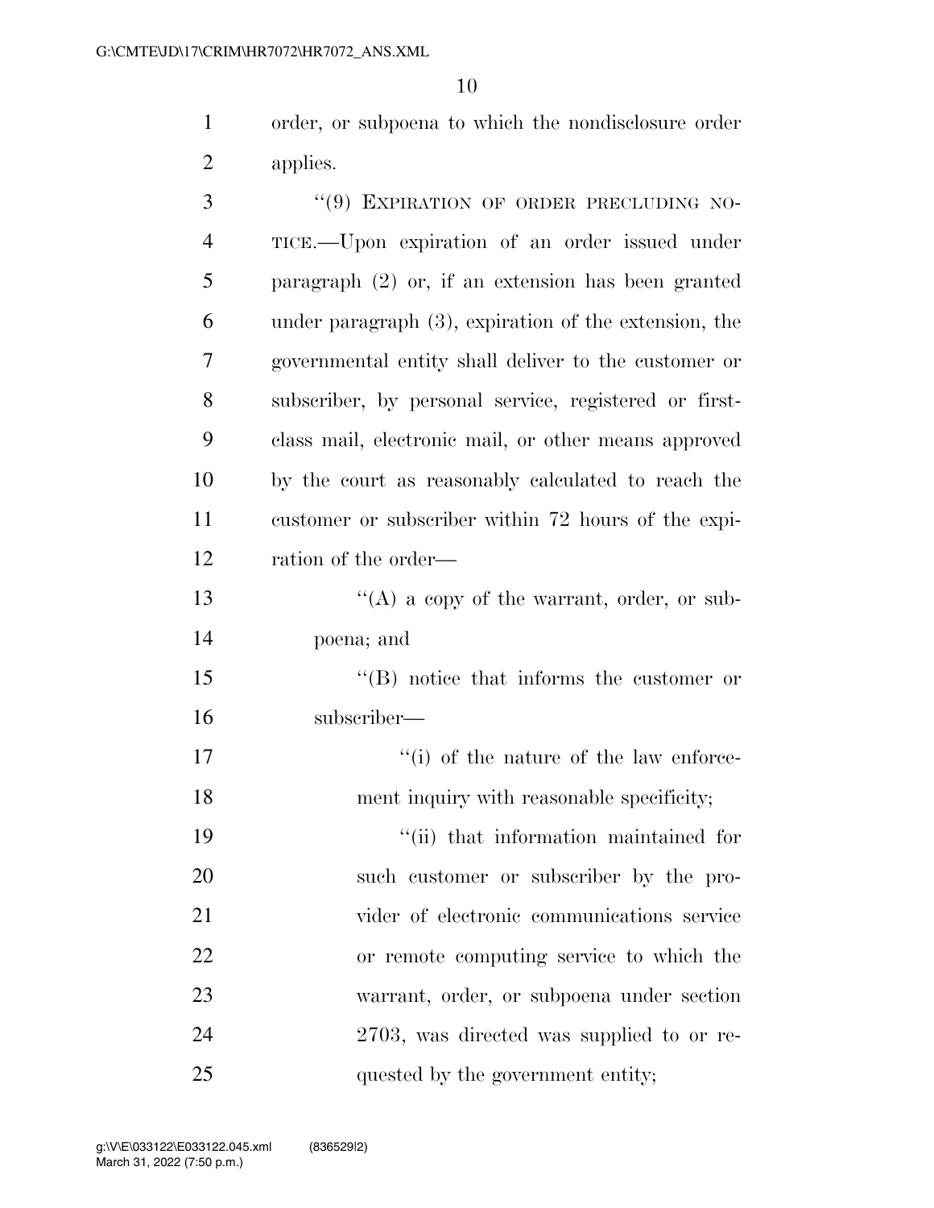order, or subpoena to which the nondisclosure order applies.

"(9) EXPIRATION OF ORDER PRECLUDING NOTICE.—Upon expiration of an order issued under paragraph (2) or, if an extension has been granted under paragraph (3), expiration of the extension, the governmental entity shall deliver to the customer or subscriber, by personal service, registered or first-class mail, electronic mail, or other means approved by the court as reasonably calculated to reach the customer or subscriber within 72 hours of the expiration of the order—

"(A) a copy of the warrant, order, or subpoena; and

"(B) notice that informs the customer or subscriber—

"(i) of the nature of the law enforcement inquiry with reasonable specificity;

"(ii) that information maintained for such customer or subscriber by the provider of electronic communications service or remote computing service to which the warrant, order, or subpoena under section 2703, was directed was supplied to or requested by the government entity;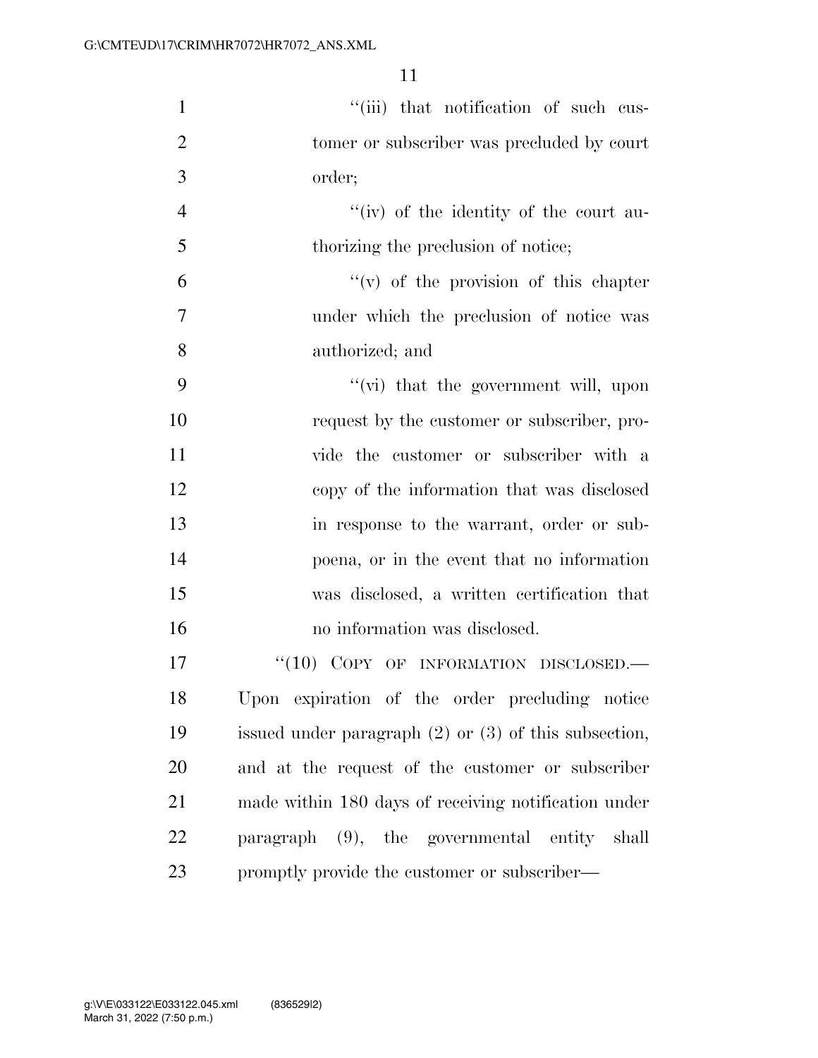"(iii) that notification of such customer or subscriber was precluded by court order;

"(iv) of the identity of the court authorizing the preclusion of notice;

"(v) of the provision of this chapter under which the preclusion of notice was authorized; and

"(vi) that the government will, upon request by the customer or subscriber, provide the customer or subscriber with a copy of the information that was disclosed in response to the warrant, order or subpoena, or in the event that no information was disclosed, a written certification that no information was disclosed.

"(10) COPY OF INFORMATION DISCLOSED.—Upon expiration of the order precluding notice issued under paragraph (2) or (3) of this subsection, and at the request of the customer or subscriber made within 180 days of receiving notification under paragraph (9), the governmental entity shall promptly provide the customer or subscriber—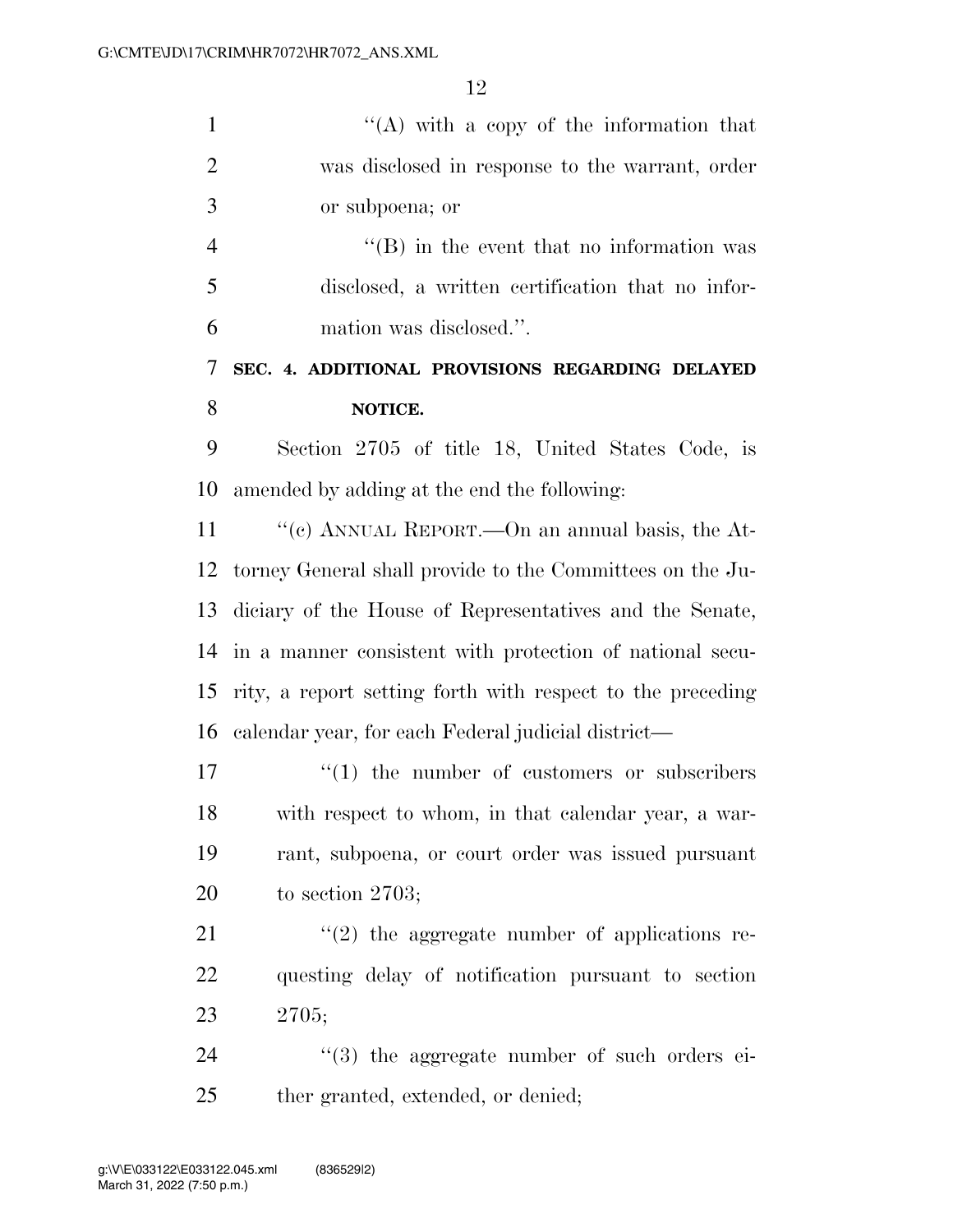"(A) with a copy of the information that was disclosed in response to the warrant, order or subpoena; or

"(B) in the event that no information was disclosed, a written certification that no information was disclosed.".

**SEC. 4. ADDITIONAL PROVISIONS REGARDING DELAYED NOTICE.**

Section 2705 of title 18, United States Code, is amended by adding at the end the following:

"(c) ANNUAL REPORT.—On an annual basis, the Attorney General shall provide to the Committees on the Judiciary of the House of Representatives and the Senate, in a manner consistent with protection of national security, a report setting forth with respect to the preceding calendar year, for each Federal judicial district—

"(1) the number of customers or subscribers with respect to whom, in that calendar year, a warrant, subpoena, or court order was issued pursuant to section 2703;

"(2) the aggregate number of applications requesting delay of notification pursuant to section 2705;

"(3) the aggregate number of such orders either granted, extended, or denied;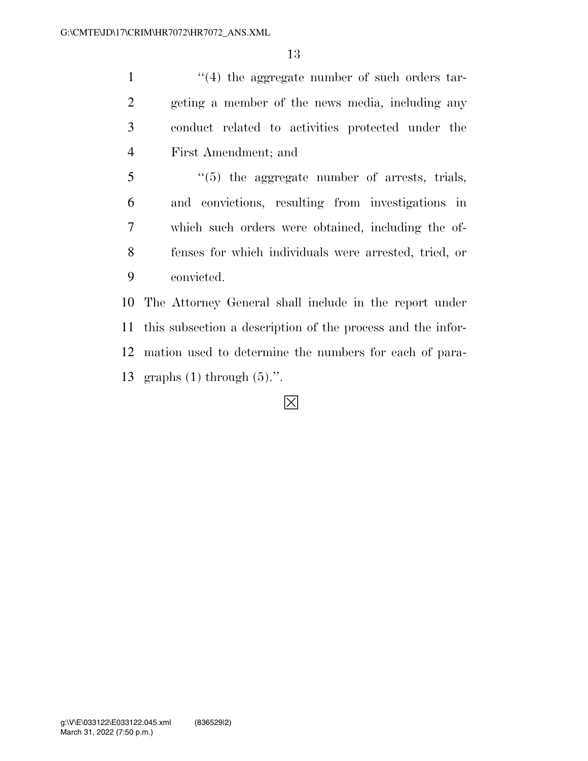"(4) the aggregate number of such orders targeting a member of the news media, including any conduct related to activities protected under the First Amendment; and

"(5) the aggregate number of arrests, trials, and convictions, resulting from investigations in which such orders were obtained, including the offenses for which individuals were arrested, tried, or convicted.

The Attorney General shall include in the report under this subsection a description of the process and the information used to determine the numbers for each of paragraphs (1) through (5).".